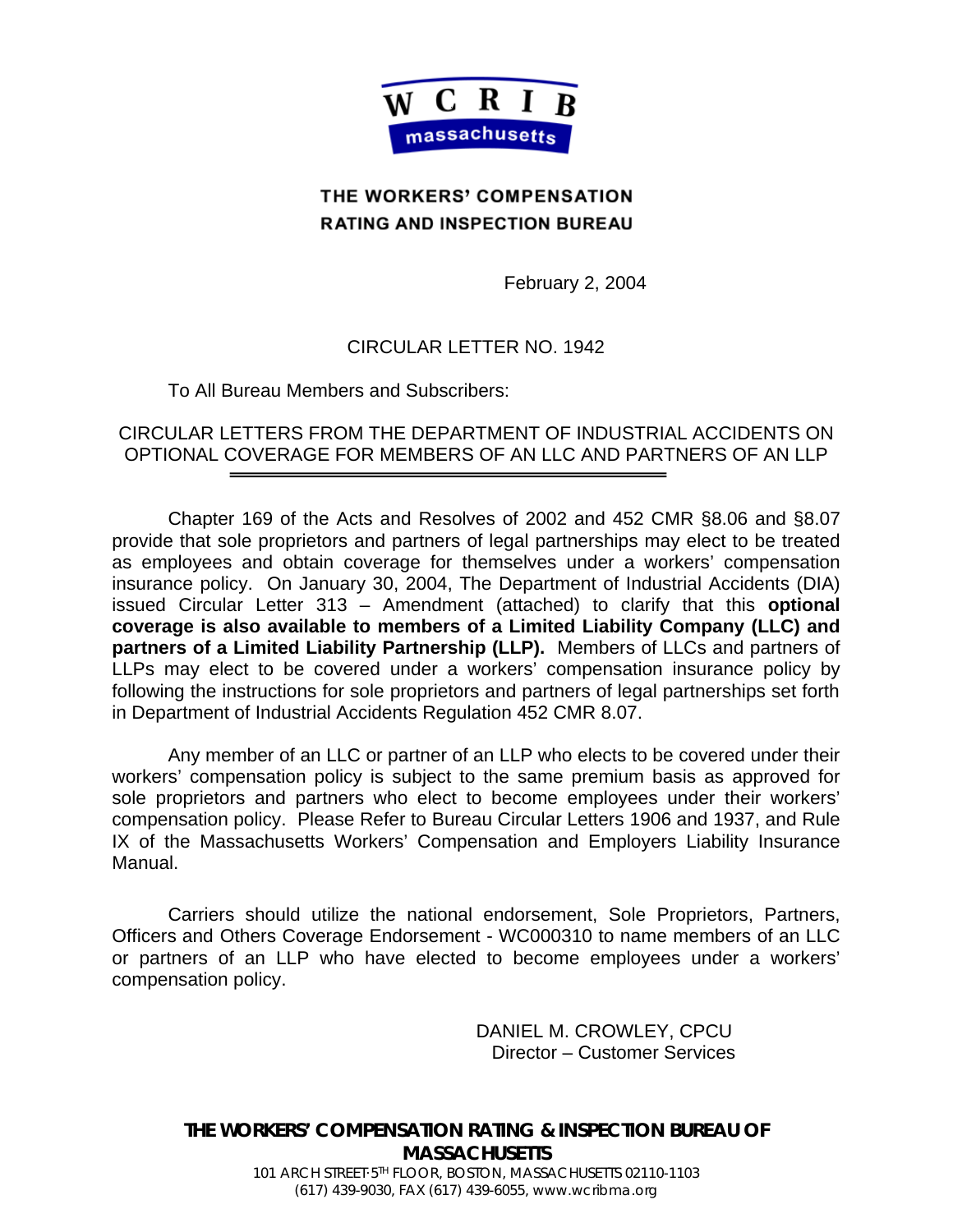WCRIB massachusetts

**THE WORKERS' COMPENSATION RATING AND INSPECTION BUREAU**

February 2, 2004

CIRCULAR LETTER NO. 1942

To All Bureau Members and Subscribers:

## CIRCULAR LETTERS FROM THE DEPARTMENT OF INDUSTRIAL ACCIDENTS ON OPTIONAL COVERAGE FOR MEMBERS OF AN LLC AND PARTNERS OF AN LLP

Chapter 169 of the Acts and Resolves of 2002 and 452 CMR §8.06 and §8.07 provide that sole proprietors and partners of legal partnerships may elect to be treated as employees and obtain coverage for themselves under a workers' compensation insurance policy. On January 30, 2004, The Department of Industrial Accidents (DIA) issued Circular Letter 313 – Amendment (attached) to clarify that this **optional coverage is also available to members of a Limited Liability Company (LLC) and partners of a Limited Liability Partnership (LLP).** Members of LLCs and partners of LLPs may elect to be covered under a workers' compensation insurance policy by following the instructions for sole proprietors and partners of legal partnerships set forth in Department of Industrial Accidents Regulation 452 CMR 8.07.

Any member of an LLC or partner of an LLP who elects to be covered under their workers' compensation policy is subject to the same premium basis as approved for sole proprietors and partners who elect to become employees under their workers' compensation policy. Please Refer to Bureau Circular Letters 1906 and 1937, and Rule IX of the Massachusetts Workers' Compensation and Employers Liability Insurance Manual.

Carriers should utilize the national endorsement, Sole Proprietors, Partners, Officers and Others Coverage Endorsement - WC000310 to name members of an LLC or partners of an LLP who have elected to become employees under a workers' compensation policy.

DANIEL M. CROWLEY, CPCU
Director – Customer Services

**THE WORKERS' COMPENSATION RATING & INSPECTION BUREAU OF MASSACHUSETTS**
101 ARCH STREET·5TH FLOOR, BOSTON, MASSACHUSETTS 02110-1103
(617) 439-9030, FAX (617) 439-6055, www.wcribma.org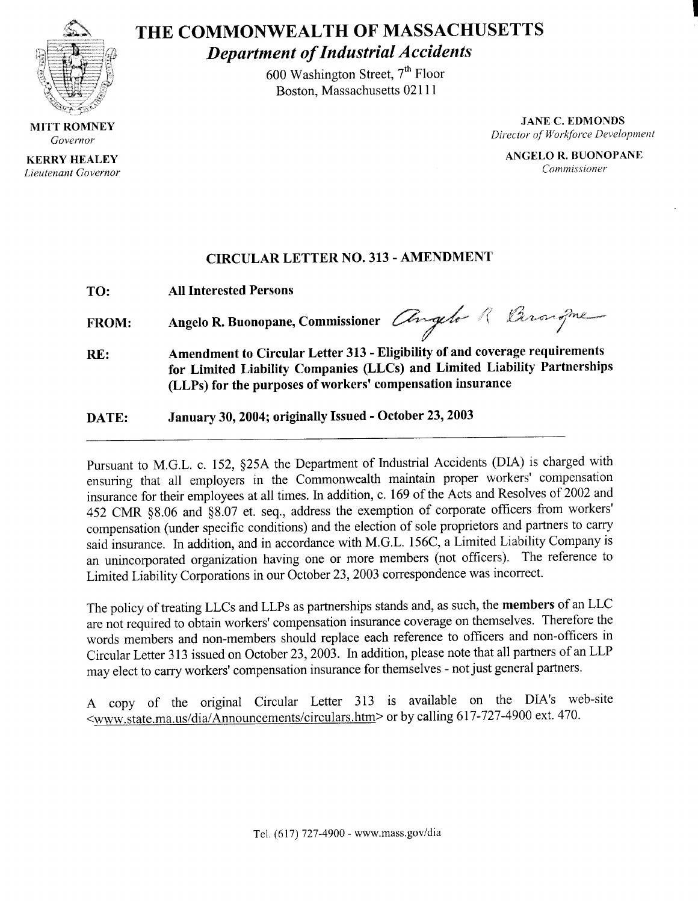# THE COMMONWEALTH OF MASSACHUSETTS

## *Department of Industrial Accidents*

600 Washington Street, 7th Floor
Boston, Massachusetts 02111

**MITT ROMNEY**
*Governor*

**KERRY HEALEY**
*Lieutenant Governor*

**JANE C. EDMONDS**
*Director of Workforce Development*

**ANGELO R. BUONOPANE**
*Commissioner*

### CIRCULAR LETTER NO. 313 - AMENDMENT

**TO:** **All Interested Persons**

**FROM:** **Angelo R. Buonopane, Commissioner** *Angelo R. Buonopane*

**RE:** **Amendment to Circular Letter 313 - Eligibility of and coverage requirements for Limited Liability Companies (LLCs) and Limited Liability Partnerships (LLPs) for the purposes of workers' compensation insurance**

**DATE:** **January 30, 2004; originally Issued - October 23, 2003**

---

Pursuant to M.G.L. c. 152, §25A the Department of Industrial Accidents (DIA) is charged with ensuring that all employers in the Commonwealth maintain proper workers' compensation insurance for their employees at all times. In addition, c. 169 of the Acts and Resolves of 2002 and 452 CMR §8.06 and §8.07 et. seq., address the exemption of corporate officers from workers' compensation (under specific conditions) and the election of sole proprietors and partners to carry said insurance. In addition, and in accordance with M.G.L. 156C, a Limited Liability Company is an unincorporated organization having one or more members (not officers). The reference to Limited Liability Corporations in our October 23, 2003 correspondence was incorrect.

The policy of treating LLCs and LLPs as partnerships stands and, as such, the **members** of an LLC are not required to obtain workers' compensation insurance coverage on themselves. Therefore the words members and non-members should replace each reference to officers and non-officers in Circular Letter 313 issued on October 23, 2003. In addition, please note that all partners of an LLP may elect to carry workers' compensation insurance for themselves - not just general partners.

A copy of the original Circular Letter 313 is available on the DIA's web-site <www.state.ma.us/dia/Announcements/circulars.htm> or by calling 617-727-4900 ext. 470.

Tel. (617) 727-4900 - www.mass.gov/dia